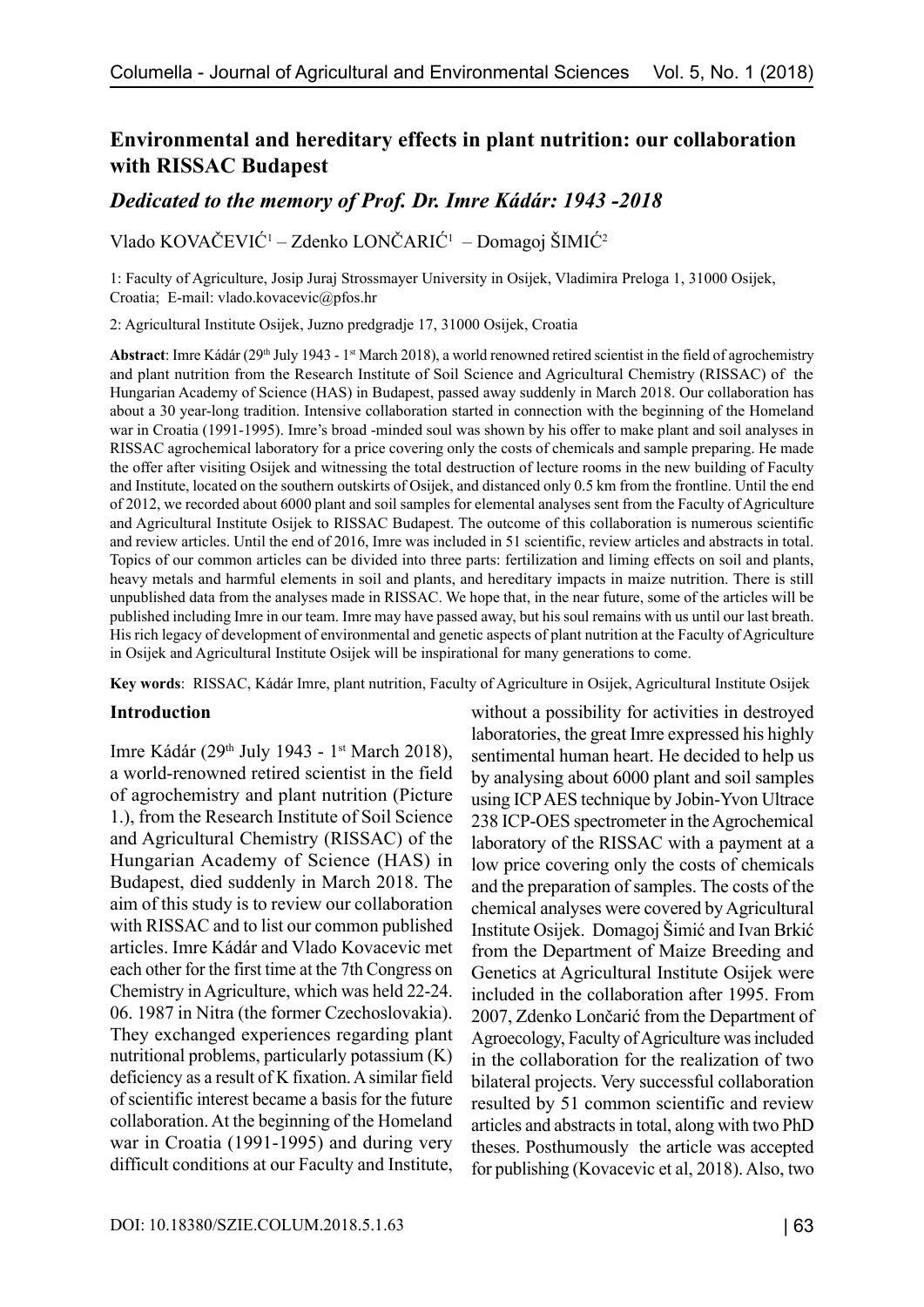# Environmental and hereditary effects in plant nutrition: our collaboration with RISSAC Budapest

## *Dedicated to the memory of Prof. Dr. Imre Kádár: 1943 -2018*

Vlado KOVAČEVIĆ[1] – Zdenko LONČARIĆ[1] – Domagoj ŠIMIĆ[2]

1: Faculty of Agriculture, Josip Juraj Strossmayer University in Osijek, Vladimira Preloga 1, 31000 Osijek, Croatia; E-mail: vlado.kovacevic@pfos.hr

2: Agricultural Institute Osijek, Juzno predgradje 17, 31000 Osijek, Croatia

**Abstract**: Imre Kádár (29th July 1943 - 1st March 2018), a world renowned retired scientist in the field of agrochemistry and plant nutrition from the Research Institute of Soil Science and Agricultural Chemistry (RISSAC) of the Hungarian Academy of Science (HAS) in Budapest, passed away suddenly in March 2018. Our collaboration has about a 30 year-long tradition. Intensive collaboration started in connection with the beginning of the Homeland war in Croatia (1991-1995). Imre's broad -minded soul was shown by his offer to make plant and soil analyses in RISSAC agrochemical laboratory for a price covering only the costs of chemicals and sample preparing. He made the offer after visiting Osijek and witnessing the total destruction of lecture rooms in the new building of Faculty and Institute, located on the southern outskirts of Osijek, and distanced only 0.5 km from the frontline. Until the end of 2012, we recorded about 6000 plant and soil samples for elemental analyses sent from the Faculty of Agriculture and Agricultural Institute Osijek to RISSAC Budapest. The outcome of this collaboration is numerous scientific and review articles. Until the end of 2016, Imre was included in 51 scientific, review articles and abstracts in total. Topics of our common articles can be divided into three parts: fertilization and liming effects on soil and plants, heavy metals and harmful elements in soil and plants, and hereditary impacts in maize nutrition. There is still unpublished data from the analyses made in RISSAC. We hope that, in the near future, some of the articles will be published including Imre in our team. Imre may have passed away, but his soul remains with us until our last breath. His rich legacy of development of environmental and genetic aspects of plant nutrition at the Faculty of Agriculture in Osijek and Agricultural Institute Osijek will be inspirational for many generations to come.

**Key words**: RISSAC, Kádár Imre, plant nutrition, Faculty of Agriculture in Osijek, Agricultural Institute Osijek

## Introduction

Imre Kádár (29th July 1943 - 1st March 2018), a world-renowned retired scientist in the field of agrochemistry and plant nutrition (Picture 1.), from the Research Institute of Soil Science and Agricultural Chemistry (RISSAC) of the Hungarian Academy of Science (HAS) in Budapest, died suddenly in March 2018. The aim of this study is to review our collaboration with RISSAC and to list our common published articles. Imre Kádár and Vlado Kovacevic met each other for the first time at the 7th Congress on Chemistry in Agriculture, which was held 22-24. 06. 1987 in Nitra (the former Czechoslovakia). They exchanged experiences regarding plant nutritional problems, particularly potassium (K) deficiency as a result of K fixation. A similar field of scientific interest became a basis for the future collaboration. At the beginning of the Homeland war in Croatia (1991-1995) and during very difficult conditions at our Faculty and Institute, without a possibility for activities in destroyed laboratories, the great Imre expressed his highly sentimental human heart. He decided to help us by analysing about 6000 plant and soil samples using ICP AES technique by Jobin-Yvon Ultrace 238 ICP-OES spectrometer in the Agrochemical laboratory of the RISSAC with a payment at a low price covering only the costs of chemicals and the preparation of samples. The costs of the chemical analyses were covered by Agricultural Institute Osijek. Domagoj Šimić and Ivan Brkić from the Department of Maize Breeding and Genetics at Agricultural Institute Osijek were included in the collaboration after 1995. From 2007, Zdenko Lončarić from the Department of Agroecology, Faculty of Agriculture was included in the collaboration for the realization of two bilateral projects. Very successful collaboration resulted by 51 common scientific and review articles and abstracts in total, along with two PhD theses. Posthumously the article was accepted for publishing (Kovacevic et al, 2018). Also, two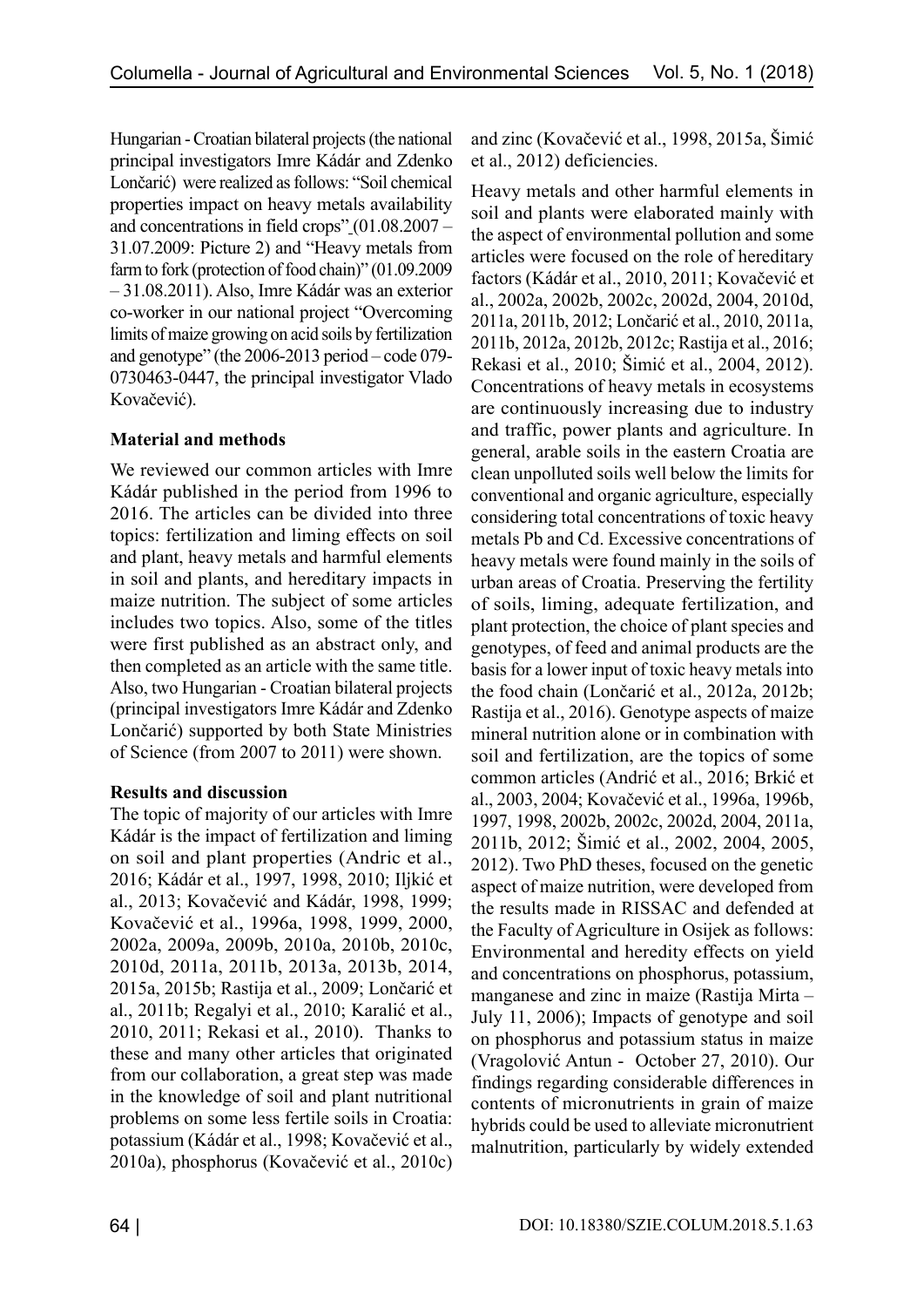Hungarian - Croatian bilateral projects (the national principal investigators Imre Kádár and Zdenko Lončarić) were realized as follows: "Soil chemical properties impact on heavy metals availability and concentrations in field crops" (01.08.2007 – 31.07.2009: Picture 2) and "Heavy metals from farm to fork (protection of food chain)" (01.09.2009 – 31.08.2011). Also, Imre Kádár was an exterior co-worker in our national project "Overcoming limits of maize growing on acid soils by fertilization and genotype" (the 2006-2013 period – code 079-0730463-0447, the principal investigator Vlado Kovačević).

## Material and methods

We reviewed our common articles with Imre Kádár published in the period from 1996 to 2016. The articles can be divided into three topics: fertilization and liming effects on soil and plant, heavy metals and harmful elements in soil and plants, and hereditary impacts in maize nutrition. The subject of some articles includes two topics. Also, some of the titles were first published as an abstract only, and then completed as an article with the same title. Also, two Hungarian - Croatian bilateral projects (principal investigators Imre Kádár and Zdenko Lončarić) supported by both State Ministries of Science (from 2007 to 2011) were shown.

## Results and discussion

The topic of majority of our articles with Imre Kádár is the impact of fertilization and liming on soil and plant properties (Andric et al., 2016; Kádár et al., 1997, 1998, 2010; Iljkić et al., 2013; Kovačević and Kádár, 1998, 1999; Kovačević et al., 1996a, 1998, 1999, 2000, 2002a, 2009a, 2009b, 2010a, 2010b, 2010c, 2010d, 2011a, 2011b, 2013a, 2013b, 2014, 2015a, 2015b; Rastija et al., 2009; Lončarić et al., 2011b; Regalyi et al., 2010; Karalić et al., 2010, 2011; Rekasi et al., 2010). Thanks to these and many other articles that originated from our collaboration, a great step was made in the knowledge of soil and plant nutritional problems on some less fertile soils in Croatia: potassium (Kádár et al., 1998; Kovačević et al., 2010a), phosphorus (Kovačević et al., 2010c) and zinc (Kovačević et al., 1998, 2015a, Šimić et al., 2012) deficiencies.

Heavy metals and other harmful elements in soil and plants were elaborated mainly with the aspect of environmental pollution and some articles were focused on the role of hereditary factors (Kádár et al., 2010, 2011; Kovačević et al., 2002a, 2002b, 2002c, 2002d, 2004, 2010d, 2011a, 2011b, 2012; Lončarić et al., 2010, 2011a, 2011b, 2012a, 2012b, 2012c; Rastija et al., 2016; Rekasi et al., 2010; Šimić et al., 2004, 2012). Concentrations of heavy metals in ecosystems are continuously increasing due to industry and traffic, power plants and agriculture. In general, arable soils in the eastern Croatia are clean unpolluted soils well below the limits for conventional and organic agriculture, especially considering total concentrations of toxic heavy metals Pb and Cd. Excessive concentrations of heavy metals were found mainly in the soils of urban areas of Croatia. Preserving the fertility of soils, liming, adequate fertilization, and plant protection, the choice of plant species and genotypes, of feed and animal products are the basis for a lower input of toxic heavy metals into the food chain (Lončarić et al., 2012a, 2012b; Rastija et al., 2016). Genotype aspects of maize mineral nutrition alone or in combination with soil and fertilization, are the topics of some common articles (Andrić et al., 2016; Brkić et al., 2003, 2004; Kovačević et al., 1996a, 1996b, 1997, 1998, 2002b, 2002c, 2002d, 2004, 2011a, 2011b, 2012; Šimić et al., 2002, 2004, 2005, 2012). Two PhD theses, focused on the genetic aspect of maize nutrition, were developed from the results made in RISSAC and defended at the Faculty of Agriculture in Osijek as follows: Environmental and heredity effects on yield and concentrations on phosphorus, potassium, manganese and zinc in maize (Rastija Mirta – July 11, 2006); Impacts of genotype and soil on phosphorus and potassium status in maize (Vragolović Antun - October 27, 2010). Our findings regarding considerable differences in contents of micronutrients in grain of maize hybrids could be used to alleviate micronutrient malnutrition, particularly by widely extended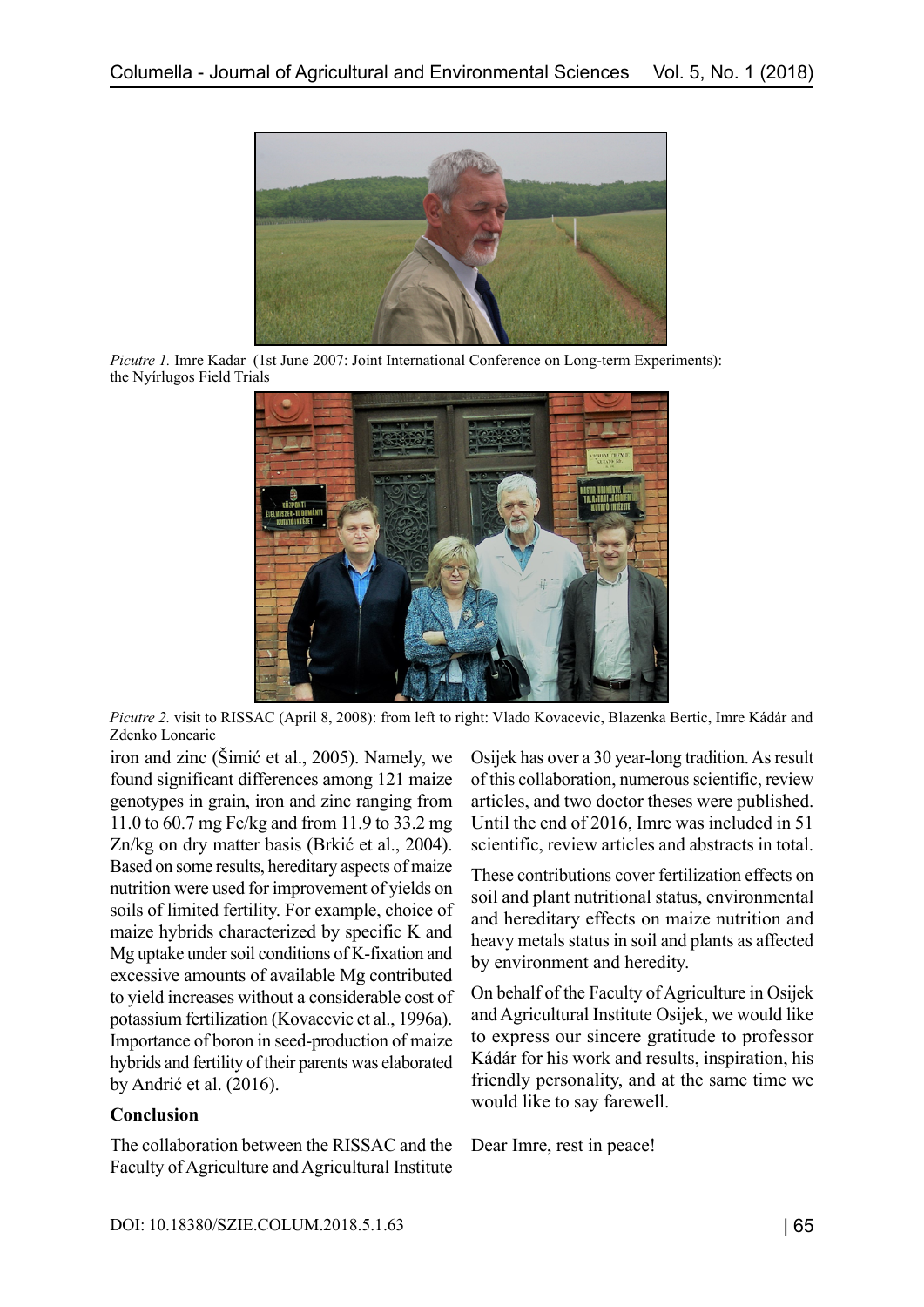*Picutre 1.* Imre Kadar (1st June 2007: Joint International Conference on Long-term Experiments): the Nyírlugos Field Trials

*Picutre 2.* visit to RISSAC (April 8, 2008): from left to right: Vlado Kovacevic, Blazenka Bertic, Imre Kádár and Zdenko Loncaric

iron and zinc (Šimić et al., 2005). Namely, we found significant differences among 121 maize genotypes in grain, iron and zinc ranging from 11.0 to 60.7 mg Fe/kg and from 11.9 to 33.2 mg Zn/kg on dry matter basis (Brkić et al., 2004). Based on some results, hereditary aspects of maize nutrition were used for improvement of yields on soils of limited fertility. For example, choice of maize hybrids characterized by specific K and Mg uptake under soil conditions of K-fixation and excessive amounts of available Mg contributed to yield increases without a considerable cost of potassium fertilization (Kovacevic et al., 1996a). Importance of boron in seed-production of maize hybrids and fertility of their parents was elaborated by Andrić et al. (2016).

**Conclusion**

The collaboration between the RISSAC and the Faculty of Agriculture and Agricultural Institute Osijek has over a 30 year-long tradition. As result of this collaboration, numerous scientific, review articles, and two doctor theses were published. Until the end of 2016, Imre was included in 51 scientific, review articles and abstracts in total.

These contributions cover fertilization effects on soil and plant nutritional status, environmental and hereditary effects on maize nutrition and heavy metals status in soil and plants as affected by environment and heredity.

On behalf of the Faculty of Agriculture in Osijek and Agricultural Institute Osijek, we would like to express our sincere gratitude to professor Kádár for his work and results, inspiration, his friendly personality, and at the same time we would like to say farewell.

Dear Imre, rest in peace!

DOI: 10.18380/SZIE.COLUM.2018.5.1.63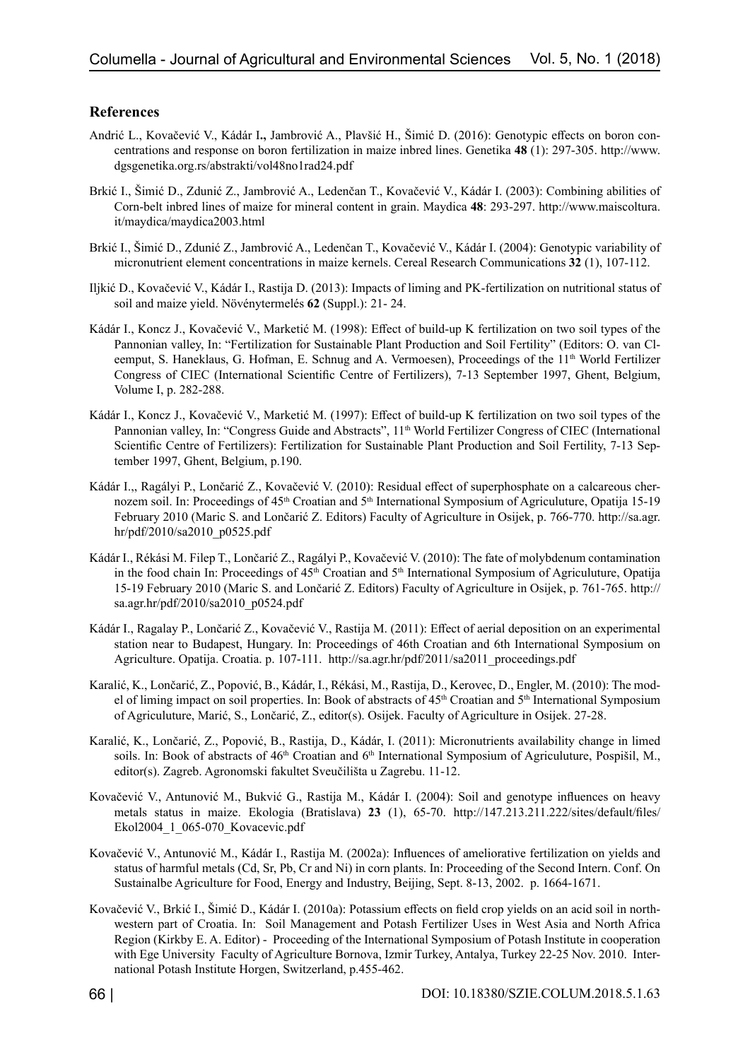## References

Andrić L., Kovačević V., Kádár I**.,** Jambrović A., Plavšić H., Šimić D. (2016): Genotypic effects on boron concentrations and response on boron fertilization in maize inbred lines. Genetika **48** (1): 297-305. http://www.dgsgenetika.org.rs/abstrakti/vol48no1rad24.pdf

Brkić I., Šimić D., Zdunić Z., Jambrović A., Ledenčan T., Kovačević V., Kádár I. (2003): Combining abilities of Corn-belt inbred lines of maize for mineral content in grain. Maydica **48**: 293-297. http://www.maiscoltura.it/maydica/maydica2003.html

Brkić I., Šimić D., Zdunić Z., Jambrović A., Ledenčan T., Kovačević V., Kádár I. (2004): Genotypic variability of micronutrient element concentrations in maize kernels. Cereal Research Communications **32** (1), 107-112.

Iljkić D., Kovačević V., Kádár I., Rastija D. (2013): Impacts of liming and PK-fertilization on nutritional status of soil and maize yield. Növénytermelés **62** (Suppl.): 21- 24.

Kádár I., Koncz J., Kovačević V., Marketić M. (1998): Effect of build-up K fertilization on two soil types of the Pannonian valley, In: "Fertilization for Sustainable Plant Production and Soil Fertility" (Editors: O. van Cleemput, S. Haneklaus, G. Hofman, E. Schnug and A. Vermoesen), Proceedings of the 11th World Fertilizer Congress of CIEC (International Scientific Centre of Fertilizers), 7-13 September 1997, Ghent, Belgium, Volume I, p. 282-288.

Kádár I., Koncz J., Kovačević V., Marketić M. (1997): Effect of build-up K fertilization on two soil types of the Pannonian valley, In: "Congress Guide and Abstracts", 11th World Fertilizer Congress of CIEC (International Scientific Centre of Fertilizers): Fertilization for Sustainable Plant Production and Soil Fertility, 7-13 September 1997, Ghent, Belgium, p.190.

Kádár I.,, Ragályi P., Lončarić Z., Kovačević V. (2010): Residual effect of superphosphate on a calcareous chernozem soil. In: Proceedings of 45th Croatian and 5th International Symposium of Agriculuture, Opatija 15-19 February 2010 (Maric S. and Lončarić Z. Editors) Faculty of Agriculture in Osijek, p. 766-770. http://sa.agr.hr/pdf/2010/sa2010_p0525.pdf

Kádár I., Rékási M. Filep T., Lončarić Z., Ragályi P., Kovačević V. (2010): The fate of molybdenum contamination in the food chain In: Proceedings of 45th Croatian and 5th International Symposium of Agriculuture, Opatija 15-19 February 2010 (Maric S. and Lončarić Z. Editors) Faculty of Agriculture in Osijek, p. 761-765. http://sa.agr.hr/pdf/2010/sa2010_p0524.pdf

Kádár I., Ragalay P., Lončarić Z., Kovačević V., Rastija M. (2011): Effect of aerial deposition on an experimental station near to Budapest, Hungary. In: Proceedings of 46th Croatian and 6th International Symposium on Agriculture. Opatija. Croatia. p. 107-111. http://sa.agr.hr/pdf/2011/sa2011_proceedings.pdf

Karalić, K., Lončarić, Z., Popović, B., Kádár, I., Rékási, M., Rastija, D., Kerovec, D., Engler, M. (2010): The model of liming impact on soil properties. In: Book of abstracts of 45th Croatian and 5th International Symposium of Agriculuture, Marić, S., Lončarić, Z., editor(s). Osijek. Faculty of Agriculture in Osijek. 27-28.

Karalić, K., Lončarić, Z., Popović, B., Rastija, D., Kádár, I. (2011): Micronutrients availability change in limed soils. In: Book of abstracts of 46th Croatian and 6th International Symposium of Agriculuture, Pospišil, M., editor(s). Zagreb. Agronomski fakultet Sveučilišta u Zagrebu. 11-12.

Kovačević V., Antunović M., Bukvić G., Rastija M., Kádár I. (2004): Soil and genotype influences on heavy metals status in maize. Ekologia (Bratislava) **23** (1), 65-70. http://147.213.211.222/sites/default/files/Ekol2004_1_065-070_Kovacevic.pdf

Kovačević V., Antunović M., Kádár I., Rastija M. (2002a): Influences of ameliorative fertilization on yields and status of harmful metals (Cd, Sr, Pb, Cr and Ni) in corn plants. In: Proceeding of the Second Intern. Conf. On Sustainalbe Agriculture for Food, Energy and Industry, Beijing, Sept. 8-13, 2002. p. 1664-1671.

Kovačević V., Brkić I., Šimić D., Kádár I. (2010a): Potassium effects on field crop yields on an acid soil in northwestern part of Croatia. In: Soil Management and Potash Fertilizer Uses in West Asia and North Africa Region (Kirkby E. A. Editor) - Proceeding of the International Symposium of Potash Institute in cooperation with Ege University Faculty of Agriculture Bornova, Izmir Turkey, Antalya, Turkey 22-25 Nov. 2010. International Potash Institute Horgen, Switzerland, p.455-462.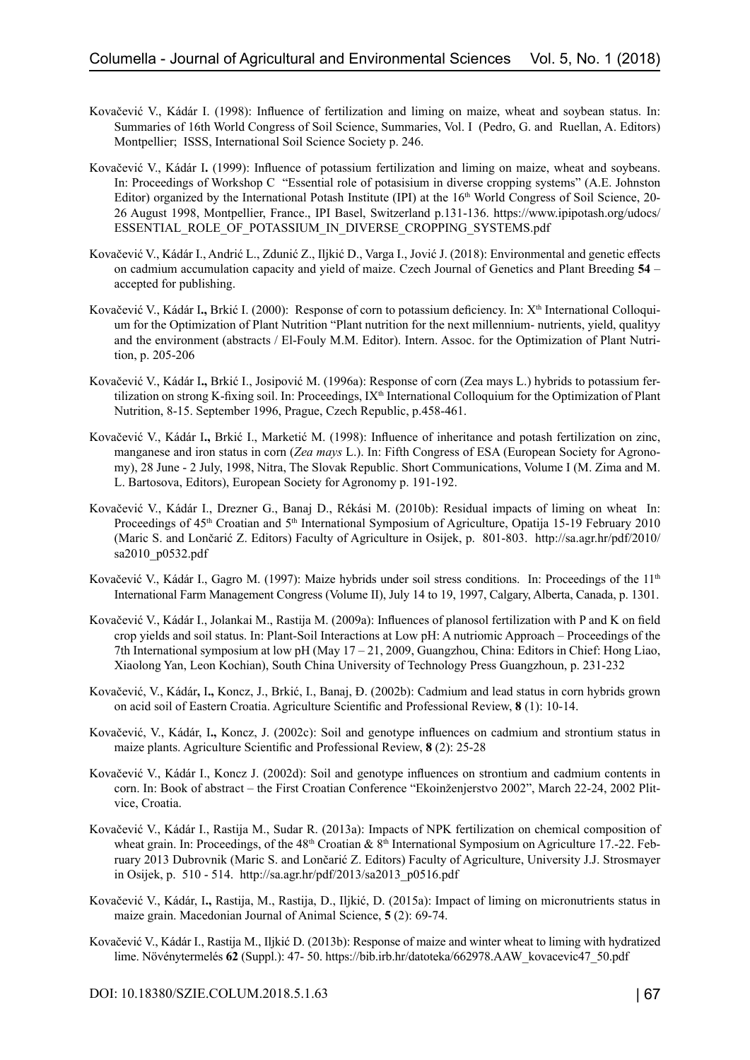Kovačević V., Kádár I. (1998): Influence of fertilization and liming on maize, wheat and soybean status. In: Summaries of 16th World Congress of Soil Science, Summaries, Vol. I (Pedro, G. and Ruellan, A. Editors) Montpellier; ISSS, International Soil Science Society p. 246.

Kovačević V., Kádár I**.** (1999): Influence of potassium fertilization and liming on maize, wheat and soybeans. In: Proceedings of Workshop C "Essential role of potasisium in diverse cropping systems" (A.E. Johnston Editor) organized by the International Potash Institute (IPI) at the 16th World Congress of Soil Science, 20-26 August 1998, Montpellier, France., IPI Basel, Switzerland p.131-136. https://www.ipipotash.org/udocs/ESSENTIAL_ROLE_OF_POTASSIUM_IN_DIVERSE_CROPPING_SYSTEMS.pdf

Kovačević V., Kádár I., Andrić L., Zdunić Z., Iljkić D., Varga I., Jović J. (2018): Environmental and genetic effects on cadmium accumulation capacity and yield of maize. Czech Journal of Genetics and Plant Breeding **54** – accepted for publishing.

Kovačević V., Kádár I**.,** Brkić I. (2000): Response of corn to potassium deficiency. In: Xth International Colloquium for the Optimization of Plant Nutrition "Plant nutrition for the next millennium- nutrients, yield, qualityy and the environment (abstracts / El-Fouly M.M. Editor). Intern. Assoc. for the Optimization of Plant Nutrition, p. 205-206

Kovačević V., Kádár I**.,** Brkić I., Josipović M. (1996a): Response of corn (Zea mays L.) hybrids to potassium fertilization on strong K-fixing soil. In: Proceedings, IXth International Colloquium for the Optimization of Plant Nutrition, 8-15. September 1996, Prague, Czech Republic, p.458-461.

Kovačević V., Kádár I**.,** Brkić I., Marketić M. (1998): Influence of inheritance and potash fertilization on zinc, manganese and iron status in corn (*Zea mays* L.). In: Fifth Congress of ESA (European Society for Agronomy), 28 June - 2 July, 1998, Nitra, The Slovak Republic. Short Communications, Volume I (M. Zima and M. L. Bartosova, Editors), European Society for Agronomy p. 191-192.

Kovačević V., Kádár I., Drezner G., Banaj D., Rékási M. (2010b): Residual impacts of liming on wheat In: Proceedings of 45th Croatian and 5th International Symposium of Agriculture, Opatija 15-19 February 2010 (Maric S. and Lončarić Z. Editors) Faculty of Agriculture in Osijek, p. 801-803. http://sa.agr.hr/pdf/2010/sa2010_p0532.pdf

Kovačević V., Kádár I., Gagro M. (1997): Maize hybrids under soil stress conditions. In: Proceedings of the 11th International Farm Management Congress (Volume II), July 14 to 19, 1997, Calgary, Alberta, Canada, p. 1301.

Kovačević V., Kádár I., Jolankai M., Rastija M. (2009a): Influences of planosol fertilization with P and K on field crop yields and soil status. In: Plant-Soil Interactions at Low pH: A nutriomic Approach – Proceedings of the 7th International symposium at low pH (May 17 – 21, 2009, Guangzhou, China: Editors in Chief: Hong Liao, Xiaolong Yan, Leon Kochian), South China University of Technology Press Guangzhoun, p. 231-232

Kovačević, V., Kádár**,** I**.,** Koncz, J., Brkić, I., Banaj, Đ. (2002b): Cadmium and lead status in corn hybrids grown on acid soil of Eastern Croatia. Agriculture Scientific and Professional Review, **8** (1): 10-14.

Kovačević, V., Kádár, I**.,** Koncz, J. (2002c): Soil and genotype influences on cadmium and strontium status in maize plants. Agriculture Scientific and Professional Review, **8** (2): 25-28

Kovačević V., Kádár I., Koncz J. (2002d): Soil and genotype influences on strontium and cadmium contents in corn. In: Book of abstract – the First Croatian Conference "Ekoinženjerstvo 2002", March 22-24, 2002 Plitvice, Croatia.

Kovačević V., Kádár I., Rastija M., Sudar R. (2013a): Impacts of NPK fertilization on chemical composition of wheat grain. In: Proceedings, of the 48th Croatian & 8th International Symposium on Agriculture 17.-22. February 2013 Dubrovnik (Maric S. and Lončarić Z. Editors) Faculty of Agriculture, University J.J. Strosmayer in Osijek, p. 510 - 514. http://sa.agr.hr/pdf/2013/sa2013_p0516.pdf

Kovačević V., Kádár, I**.,** Rastija, M., Rastija, D., Iljkić, D. (2015a): Impact of liming on micronutrients status in maize grain. Macedonian Journal of Animal Science, **5** (2): 69-74.

Kovačević V., Kádár I., Rastija M., Iljkić D. (2013b): Response of maize and winter wheat to liming with hydratized lime. Növénytermelés **62** (Suppl.): 47- 50. https://bib.irb.hr/datoteka/662978.AAW_kovacevic47_50.pdf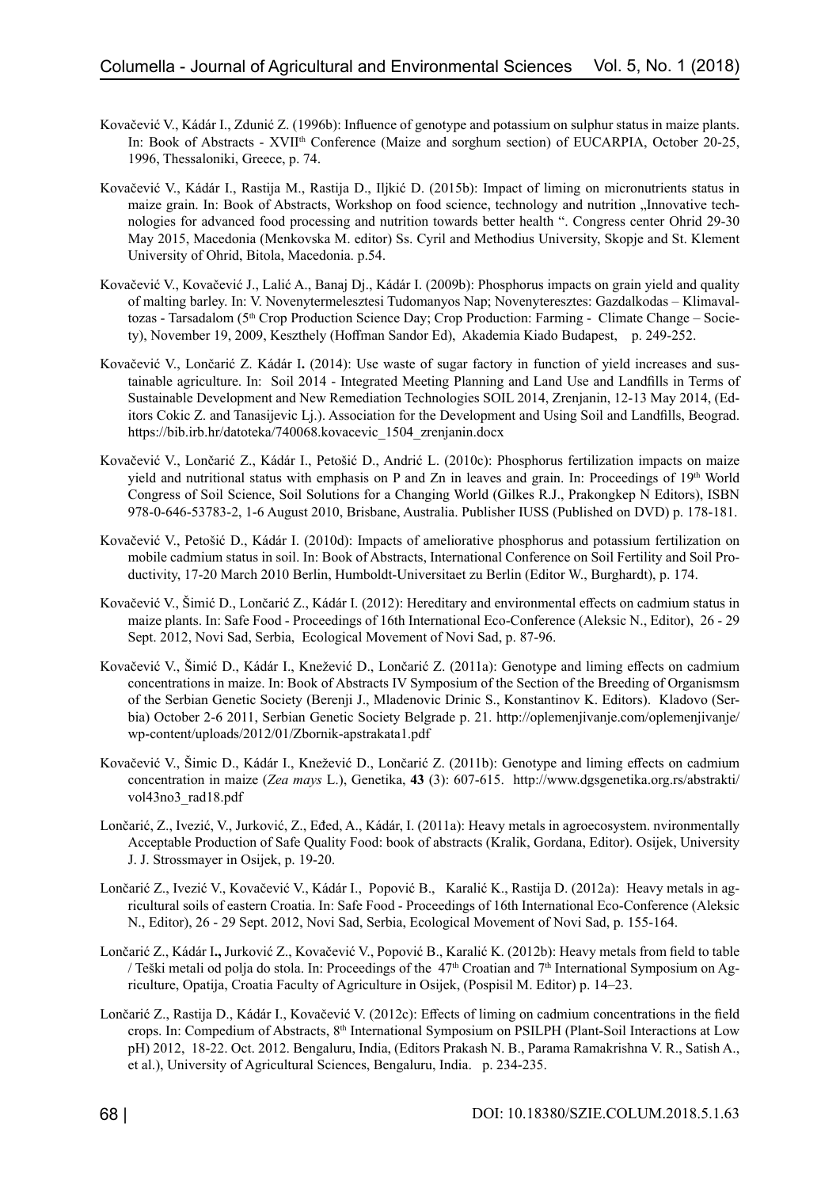Kovačević V., Kádár I., Zdunić Z. (1996b): Influence of genotype and potassium on sulphur status in maize plants. In: Book of Abstracts - XVII[th] Conference (Maize and sorghum section) of EUCARPIA, October 20-25, 1996, Thessaloniki, Greece, p. 74.

Kovačević V., Kádár I., Rastija M., Rastija D., Iljkić D. (2015b): Impact of liming on micronutrients status in maize grain. In: Book of Abstracts, Workshop on food science, technology and nutrition „Innovative technologies for advanced food processing and nutrition towards better health ". Congress center Ohrid 29-30 May 2015, Macedonia (Menkovska M. editor) Ss. Cyril and Methodius University, Skopje and St. Klement University of Ohrid, Bitola, Macedonia. p.54.

Kovačević V., Kovačević J., Lalić A., Banaj Dj., Kádár I. (2009b): Phosphorus impacts on grain yield and quality of malting barley. In: V. Novenytermelesztesi Tudomanyos Nap; Novenyteresztes: Gazdalkodas – Klimavaltozas - Tarsadalom (5[th] Crop Production Science Day; Crop Production: Farming - Climate Change – Society), November 19, 2009, Keszthely (Hoffman Sandor Ed), Akademia Kiado Budapest, p. 249-252.

Kovačević V., Lončarić Z. Kádár I**.** (2014): Use waste of sugar factory in function of yield increases and sustainable agriculture. In: Soil 2014 - Integrated Meeting Planning and Land Use and Landfills in Terms of Sustainable Development and New Remediation Technologies SOIL 2014, Zrenjanin, 12-13 May 2014, (Editors Cokic Z. and Tanasijevic Lj.). Association for the Development and Using Soil and Landfills, Beograd. https://bib.irb.hr/datoteka/740068.kovacevic_1504_zrenjanin.docx

Kovačević V., Lončarić Z., Kádár I., Petošić D., Andrić L. (2010c): Phosphorus fertilization impacts on maize yield and nutritional status with emphasis on P and Zn in leaves and grain. In: Proceedings of 19[th] World Congress of Soil Science, Soil Solutions for a Changing World (Gilkes R.J., Prakongkep N Editors), ISBN 978-0-646-53783-2, 1-6 August 2010, Brisbane, Australia. Publisher IUSS (Published on DVD) p. 178-181.

Kovačević V., Petošić D., Kádár I. (2010d): Impacts of ameliorative phosphorus and potassium fertilization on mobile cadmium status in soil. In: Book of Abstracts, International Conference on Soil Fertility and Soil Productivity, 17-20 March 2010 Berlin, Humboldt-Universitaet zu Berlin (Editor W., Burghardt), p. 174.

Kovačević V., Šimić D., Lončarić Z., Kádár I. (2012): Hereditary and environmental effects on cadmium status in maize plants. In: Safe Food - Proceedings of 16th International Eco-Conference (Aleksic N., Editor), 26 - 29 Sept. 2012, Novi Sad, Serbia, Ecological Movement of Novi Sad, p. 87-96.

Kovačević V., Šimić D., Kádár I., Knežević D., Lončarić Z. (2011a): Genotype and liming effects on cadmium concentrations in maize. In: Book of Abstracts IV Symposium of the Section of the Breeding of Organismsm of the Serbian Genetic Society (Berenji J., Mladenovic Drinic S., Konstantinov K. Editors). Kladovo (Serbia) October 2-6 2011, Serbian Genetic Society Belgrade p. 21. http://oplemenjivanje.com/oplemenjivanje/wp-content/uploads/2012/01/Zbornik-apstrakata1.pdf

Kovačević V., Šimic D., Kádár I., Knežević D., Lončarić Z. (2011b): Genotype and liming effects on cadmium concentration in maize (*Zea mays* L.), Genetika, **43** (3): 607-615. http://www.dgsgenetika.org.rs/abstrakti/vol43no3_rad18.pdf

Lončarić, Z., Ivezić, V., Jurković, Z., Eđed, A., Kádár, I. (2011a): Heavy metals in agroecosystem. nvironmentally Acceptable Production of Safe Quality Food: book of abstracts (Kralik, Gordana, Editor). Osijek, University J. J. Strossmayer in Osijek, p. 19-20.

Lončarić Z., Ivezić V., Kovačević V., Kádár I., Popović B., Karalić K., Rastija D. (2012a): Heavy metals in agricultural soils of eastern Croatia. In: Safe Food - Proceedings of 16th International Eco-Conference (Aleksic N., Editor), 26 - 29 Sept. 2012, Novi Sad, Serbia, Ecological Movement of Novi Sad, p. 155-164.

Lončarić Z., Kádár I**.,** Jurković Z., Kovačević V., Popović B., Karalić K. (2012b): Heavy metals from field to table / Teški metali od polja do stola. In: Proceedings of the 47[th] Croatian and 7[th] International Symposium on Agriculture, Opatija, Croatia Faculty of Agriculture in Osijek, (Pospisil M. Editor) p. 14–23.

Lončarić Z., Rastija D., Kádár I., Kovačević V. (2012c): Effects of liming on cadmium concentrations in the field crops. In: Compedium of Abstracts, 8[th] International Symposium on PSILPH (Plant-Soil Interactions at Low pH) 2012, 18-22. Oct. 2012. Bengaluru, India, (Editors Prakash N. B., Parama Ramakrishna V. R., Satish A., et al.), University of Agricultural Sciences, Bengaluru, India. p. 234-235.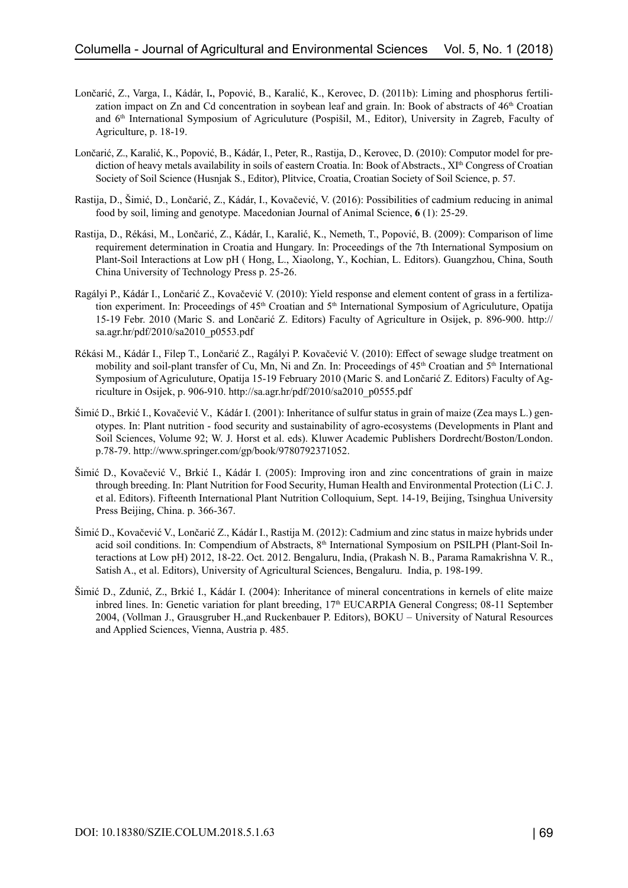Lončarić, Z., Varga, I., Kádár, I., Popović, B., Karalić, K., Kerovec, D. (2011b): Liming and phosphorus fertilization impact on Zn and Cd concentration in soybean leaf and grain. In: Book of abstracts of 46th Croatian and 6th International Symposium of Agriculuture (Pospišil, M., Editor), University in Zagreb, Faculty of Agriculture, p. 18-19.

Lončarić, Z., Karalić, K., Popović, B., Kádár, I., Peter, R., Rastija, D., Kerovec, D. (2010): Computor model for prediction of heavy metals availability in soils of eastern Croatia. In: Book of Abstracts., XIth Congress of Croatian Society of Soil Science (Husnjak S., Editor), Plitvice, Croatia, Croatian Society of Soil Science, p. 57.

Rastija, D., Šimić, D., Lončarić, Z., Kádár, I., Kovačević, V. (2016): Possibilities of cadmium reducing in animal food by soil, liming and genotype. Macedonian Journal of Animal Science, **6** (1): 25-29.

Rastija, D., Rékási, M., Lončarić, Z., Kádár, I., Karalić, K., Nemeth, T., Popović, B. (2009): Comparison of lime requirement determination in Croatia and Hungary. In: Proceedings of the 7th International Symposium on Plant-Soil Interactions at Low pH ( Hong, L., Xiaolong, Y., Kochian, L. Editors). Guangzhou, China, South China University of Technology Press p. 25-26.

Ragályi P., Kádár I., Lončarić Z., Kovačević V. (2010): Yield response and element content of grass in a fertilization experiment. In: Proceedings of 45th Croatian and 5th International Symposium of Agriculuture, Opatija 15-19 Febr. 2010 (Maric S. and Lončarić Z. Editors) Faculty of Agriculture in Osijek, p. 896-900. http://sa.agr.hr/pdf/2010/sa2010_p0553.pdf

Rékási M., Kádár I., Filep T., Lončarić Z., Ragályi P. Kovačević V. (2010): Effect of sewage sludge treatment on mobility and soil-plant transfer of Cu, Mn, Ni and Zn. In: Proceedings of 45th Croatian and 5th International Symposium of Agriculuture, Opatija 15-19 February 2010 (Maric S. and Lončarić Z. Editors) Faculty of Agriculture in Osijek, p. 906-910. http://sa.agr.hr/pdf/2010/sa2010_p0555.pdf

Šimić D., Brkić I., Kovačević V., Kádár I. (2001): Inheritance of sulfur status in grain of maize (Zea mays L.) genotypes. In: Plant nutrition - food security and sustainability of agro-ecosystems (Developments in Plant and Soil Sciences, Volume 92; W. J. Horst et al. eds). Kluwer Academic Publishers Dordrecht/Boston/London. p.78-79. http://www.springer.com/gp/book/9780792371052.

Šimić D., Kovačević V., Brkić I., Kádár I. (2005): Improving iron and zinc concentrations of grain in maize through breeding. In: Plant Nutrition for Food Security, Human Health and Environmental Protection (Li C. J. et al. Editors). Fifteenth International Plant Nutrition Colloquium, Sept. 14-19, Beijing, Tsinghua University Press Beijing, China. p. 366-367.

Šimić D., Kovačević V., Lončarić Z., Kádár I., Rastija M. (2012): Cadmium and zinc status in maize hybrids under acid soil conditions. In: Compendium of Abstracts, 8th International Symposium on PSILPH (Plant-Soil Interactions at Low pH) 2012, 18-22. Oct. 2012. Bengaluru, India, (Prakash N. B., Parama Ramakrishna V. R., Satish A., et al. Editors), University of Agricultural Sciences, Bengaluru. India, p. 198-199.

Šimić D., Zdunić, Z., Brkić I., Kádár I. (2004): Inheritance of mineral concentrations in kernels of elite maize inbred lines. In: Genetic variation for plant breeding, 17th EUCARPIA General Congress; 08-11 September 2004, (Vollman J., Grausgruber H.,and Ruckenbauer P. Editors), BOKU – University of Natural Resources and Applied Sciences, Vienna, Austria p. 485.